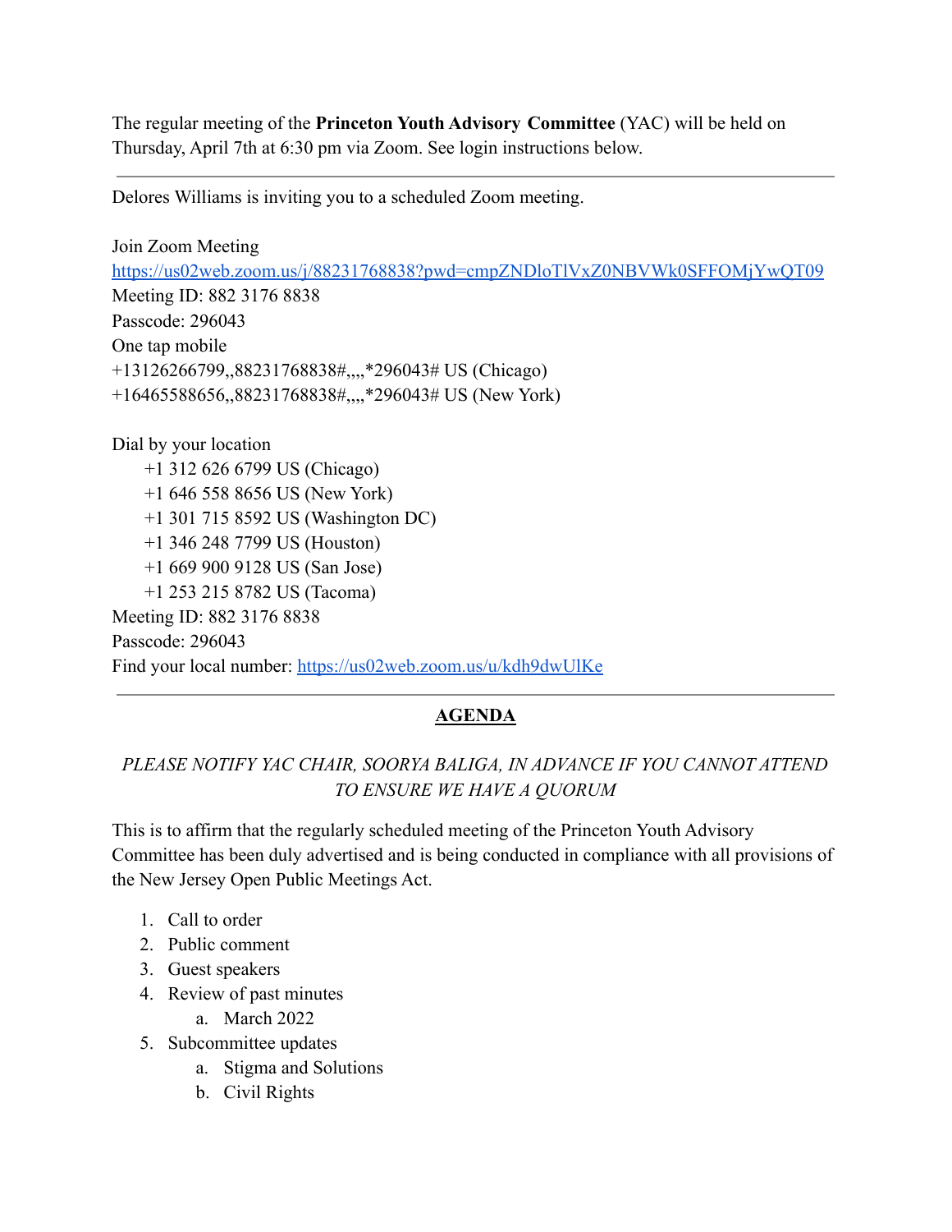The regular meeting of the **Princeton Youth Advisory Committee** (YAC) will be held on Thursday, April 7th at 6:30 pm via Zoom. See login instructions below.

---

Delores Williams is inviting you to a scheduled Zoom meeting.

Join Zoom Meeting
[https://us02web.zoom.us/j/88231768838?pwd=cmpZNDloTlVxZ0NBVWk0SFFOMjYwQT09](https://us02web.zoom.us/j/88231768838?pwd=cmpZNDloTlVxZ0NBVWk0SFFOMjYwQT09)
Meeting ID: 882 3176 8838
Passcode: 296043
One tap mobile
+13126266799,,88231768838#,,,,*296043# US (Chicago)
+16465588656,,88231768838#,,,,*296043# US (New York)

Dial by your location
  +1 312 626 6799 US (Chicago)
  +1 646 558 8656 US (New York)
  +1 301 715 8592 US (Washington DC)
  +1 346 248 7799 US (Houston)
  +1 669 900 9128 US (San Jose)
  +1 253 215 8782 US (Tacoma)
Meeting ID: 882 3176 8838
Passcode: 296043
Find your local number: [https://us02web.zoom.us/u/kdh9dwUlKe](https://us02web.zoom.us/u/kdh9dwUlKe)

---

## AGENDA

*PLEASE NOTIFY YAC CHAIR, SOORYA BALIGA, IN ADVANCE IF YOU CANNOT ATTEND TO ENSURE WE HAVE A QUORUM*

This is to affirm that the regularly scheduled meeting of the Princeton Youth Advisory Committee has been duly advertised and is being conducted in compliance with all provisions of the New Jersey Open Public Meetings Act.

1. Call to order
2. Public comment
3. Guest speakers
4. Review of past minutes
   a. March 2022
5. Subcommittee updates
   a. Stigma and Solutions
   b. Civil Rights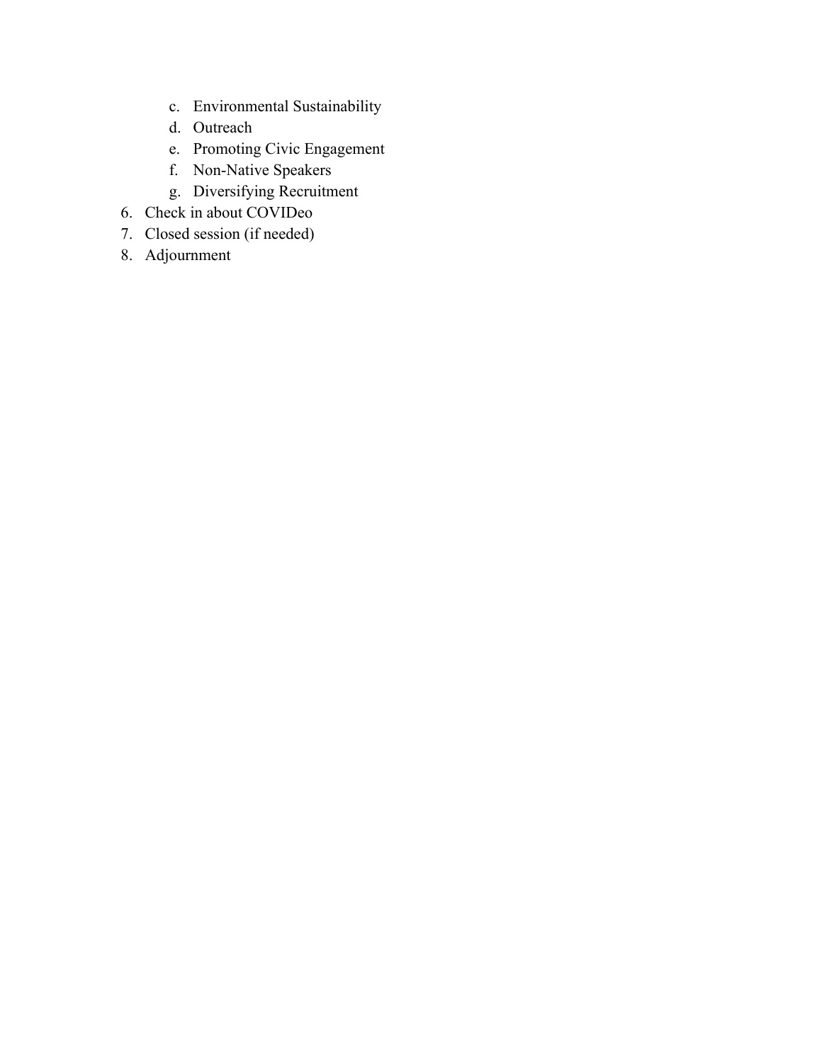c. Environmental Sustainability
    d. Outreach
    e. Promoting Civic Engagement
    f. Non-Native Speakers
    g. Diversifying Recruitment
6. Check in about COVIDeo
7. Closed session (if needed)
8. Adjournment